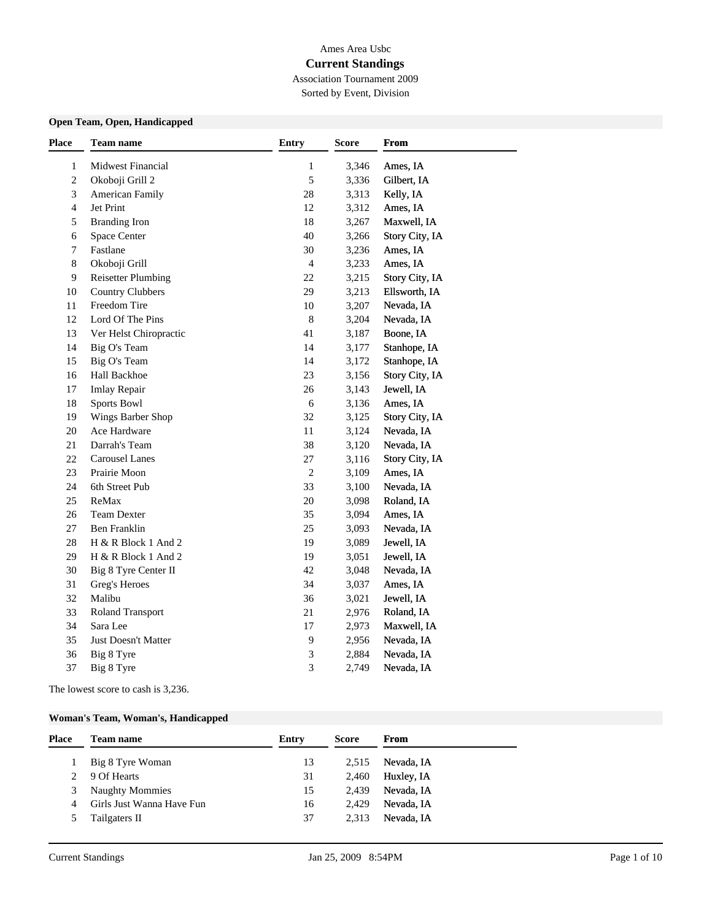Ames Area Usbc

# Current Standings

Association Tournament 2009

Sorted by Event, Division

### Open Team, Open, Handicapped

| Place | Team name | Entry | Score | From |
|---|---|---|---|---|
| 1 | Midwest Financial | 1 | 3,346 | Ames, IA |
| 2 | Okoboji Grill 2 | 5 | 3,336 | Gilbert, IA |
| 3 | American Family | 28 | 3,313 | Kelly, IA |
| 4 | Jet Print | 12 | 3,312 | Ames, IA |
| 5 | Branding Iron | 18 | 3,267 | Maxwell, IA |
| 6 | Space Center | 40 | 3,266 | Story City, IA |
| 7 | Fastlane | 30 | 3,236 | Ames, IA |
| 8 | Okoboji Grill | 4 | 3,233 | Ames, IA |
| 9 | Reisetter Plumbing | 22 | 3,215 | Story City, IA |
| 10 | Country Clubbers | 29 | 3,213 | Ellsworth, IA |
| 11 | Freedom Tire | 10 | 3,207 | Nevada, IA |
| 12 | Lord Of The Pins | 8 | 3,204 | Nevada, IA |
| 13 | Ver Helst Chiropractic | 41 | 3,187 | Boone, IA |
| 14 | Big O's Team | 14 | 3,177 | Stanhope, IA |
| 15 | Big O's Team | 14 | 3,172 | Stanhope, IA |
| 16 | Hall Backhoe | 23 | 3,156 | Story City, IA |
| 17 | Imlay Repair | 26 | 3,143 | Jewell, IA |
| 18 | Sports Bowl | 6 | 3,136 | Ames, IA |
| 19 | Wings Barber Shop | 32 | 3,125 | Story City, IA |
| 20 | Ace Hardware | 11 | 3,124 | Nevada, IA |
| 21 | Darrah's Team | 38 | 3,120 | Nevada, IA |
| 22 | Carousel Lanes | 27 | 3,116 | Story City, IA |
| 23 | Prairie Moon | 2 | 3,109 | Ames, IA |
| 24 | 6th Street Pub | 33 | 3,100 | Nevada, IA |
| 25 | ReMax | 20 | 3,098 | Roland, IA |
| 26 | Team Dexter | 35 | 3,094 | Ames, IA |
| 27 | Ben Franklin | 25 | 3,093 | Nevada, IA |
| 28 | H & R Block 1 And 2 | 19 | 3,089 | Jewell, IA |
| 29 | H & R Block 1 And 2 | 19 | 3,051 | Jewell, IA |
| 30 | Big 8 Tyre Center II | 42 | 3,048 | Nevada, IA |
| 31 | Greg's Heroes | 34 | 3,037 | Ames, IA |
| 32 | Malibu | 36 | 3,021 | Jewell, IA |
| 33 | Roland Transport | 21 | 2,976 | Roland, IA |
| 34 | Sara Lee | 17 | 2,973 | Maxwell, IA |
| 35 | Just Doesn't Matter | 9 | 2,956 | Nevada, IA |
| 36 | Big 8 Tyre | 3 | 2,884 | Nevada, IA |
| 37 | Big 8 Tyre | 3 | 2,749 | Nevada, IA |

The lowest score to cash is 3,236.

### Woman's Team, Woman's, Handicapped

| Place | Team name | Entry | Score | From |
|---|---|---|---|---|
| 1 | Big 8 Tyre Woman | 13 | 2,515 | Nevada, IA |
| 2 | 9 Of Hearts | 31 | 2,460 | Huxley, IA |
| 3 | Naughty Mommies | 15 | 2,439 | Nevada, IA |
| 4 | Girls Just Wanna Have Fun | 16 | 2,429 | Nevada, IA |
| 5 | Tailgaters II | 37 | 2,313 | Nevada, IA |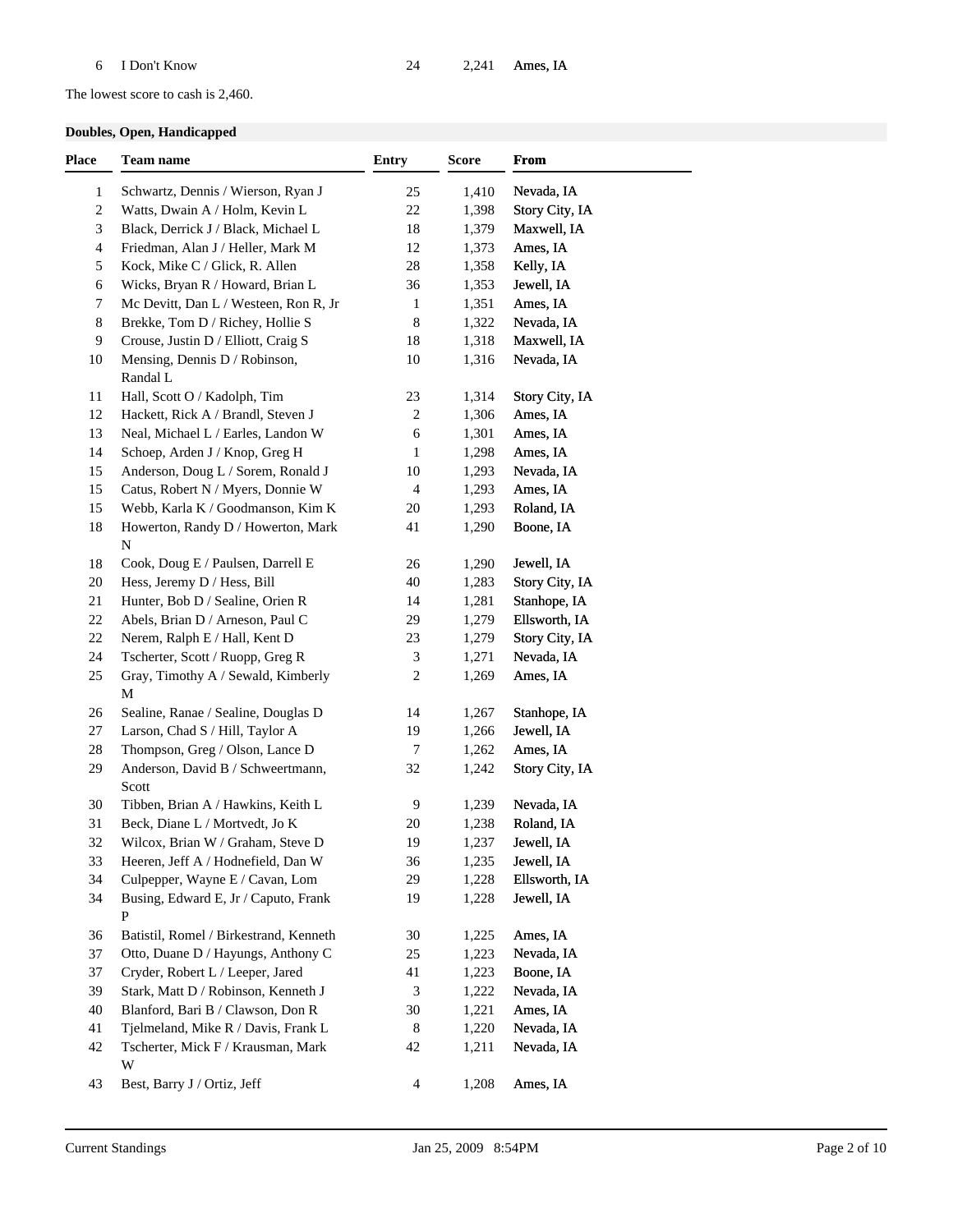| | | | | |
|---|---|---|---|---|
| 6 | I Don't Know | 24 | 2,241 | Ames, IA |

The lowest score to cash is 2,460.

**Doubles, Open, Handicapped**

| Place | Team name | Entry | Score | From |
|---|---|---|---|---|
| 1 | Schwartz, Dennis / Wierson, Ryan J | 25 | 1,410 | Nevada, IA |
| 2 | Watts, Dwain A / Holm, Kevin L | 22 | 1,398 | Story City, IA |
| 3 | Black, Derrick J / Black, Michael L | 18 | 1,379 | Maxwell, IA |
| 4 | Friedman, Alan J / Heller, Mark M | 12 | 1,373 | Ames, IA |
| 5 | Kock, Mike C / Glick, R. Allen | 28 | 1,358 | Kelly, IA |
| 6 | Wicks, Bryan R / Howard, Brian L | 36 | 1,353 | Jewell, IA |
| 7 | Mc Devitt, Dan L / Westeen, Ron R, Jr | 1 | 1,351 | Ames, IA |
| 8 | Brekke, Tom D / Richey, Hollie S | 8 | 1,322 | Nevada, IA |
| 9 | Crouse, Justin D / Elliott, Craig S | 18 | 1,318 | Maxwell, IA |
| 10 | Mensing, Dennis D / Robinson, Randal L | 10 | 1,316 | Nevada, IA |
| 11 | Hall, Scott O / Kadolph, Tim | 23 | 1,314 | Story City, IA |
| 12 | Hackett, Rick A / Brandl, Steven J | 2 | 1,306 | Ames, IA |
| 13 | Neal, Michael L / Earles, Landon W | 6 | 1,301 | Ames, IA |
| 14 | Schoep, Arden J / Knop, Greg H | 1 | 1,298 | Ames, IA |
| 15 | Anderson, Doug L / Sorem, Ronald J | 10 | 1,293 | Nevada, IA |
| 15 | Catus, Robert N / Myers, Donnie W | 4 | 1,293 | Ames, IA |
| 15 | Webb, Karla K / Goodmanson, Kim K | 20 | 1,293 | Roland, IA |
| 18 | Howerton, Randy D / Howerton, Mark N | 41 | 1,290 | Boone, IA |
| 18 | Cook, Doug E / Paulsen, Darrell E | 26 | 1,290 | Jewell, IA |
| 20 | Hess, Jeremy D / Hess, Bill | 40 | 1,283 | Story City, IA |
| 21 | Hunter, Bob D / Sealine, Orien R | 14 | 1,281 | Stanhope, IA |
| 22 | Abels, Brian D / Arneson, Paul C | 29 | 1,279 | Ellsworth, IA |
| 22 | Nerem, Ralph E / Hall, Kent D | 23 | 1,279 | Story City, IA |
| 24 | Tscherter, Scott / Ruopp, Greg R | 3 | 1,271 | Nevada, IA |
| 25 | Gray, Timothy A / Sewald, Kimberly M | 2 | 1,269 | Ames, IA |
| 26 | Sealine, Ranae / Sealine, Douglas D | 14 | 1,267 | Stanhope, IA |
| 27 | Larson, Chad S / Hill, Taylor A | 19 | 1,266 | Jewell, IA |
| 28 | Thompson, Greg / Olson, Lance D | 7 | 1,262 | Ames, IA |
| 29 | Anderson, David B / Schweertmann, Scott | 32 | 1,242 | Story City, IA |
| 30 | Tibben, Brian A / Hawkins, Keith L | 9 | 1,239 | Nevada, IA |
| 31 | Beck, Diane L / Mortvedt, Jo K | 20 | 1,238 | Roland, IA |
| 32 | Wilcox, Brian W / Graham, Steve D | 19 | 1,237 | Jewell, IA |
| 33 | Heeren, Jeff A / Hodnefield, Dan W | 36 | 1,235 | Jewell, IA |
| 34 | Culpepper, Wayne E / Cavan, Lom | 29 | 1,228 | Ellsworth, IA |
| 34 | Busing, Edward E, Jr / Caputo, Frank P | 19 | 1,228 | Jewell, IA |
| 36 | Batistil, Romel / Birkestrand, Kenneth | 30 | 1,225 | Ames, IA |
| 37 | Otto, Duane D / Hayungs, Anthony C | 25 | 1,223 | Nevada, IA |
| 37 | Cryder, Robert L / Leeper, Jared | 41 | 1,223 | Boone, IA |
| 39 | Stark, Matt D / Robinson, Kenneth J | 3 | 1,222 | Nevada, IA |
| 40 | Blanford, Bari B / Clawson, Don R | 30 | 1,221 | Ames, IA |
| 41 | Tjelmeland, Mike R / Davis, Frank L | 8 | 1,220 | Nevada, IA |
| 42 | Tscherter, Mick F / Krausman, Mark W | 42 | 1,211 | Nevada, IA |
| 43 | Best, Barry J / Ortiz, Jeff | 4 | 1,208 | Ames, IA |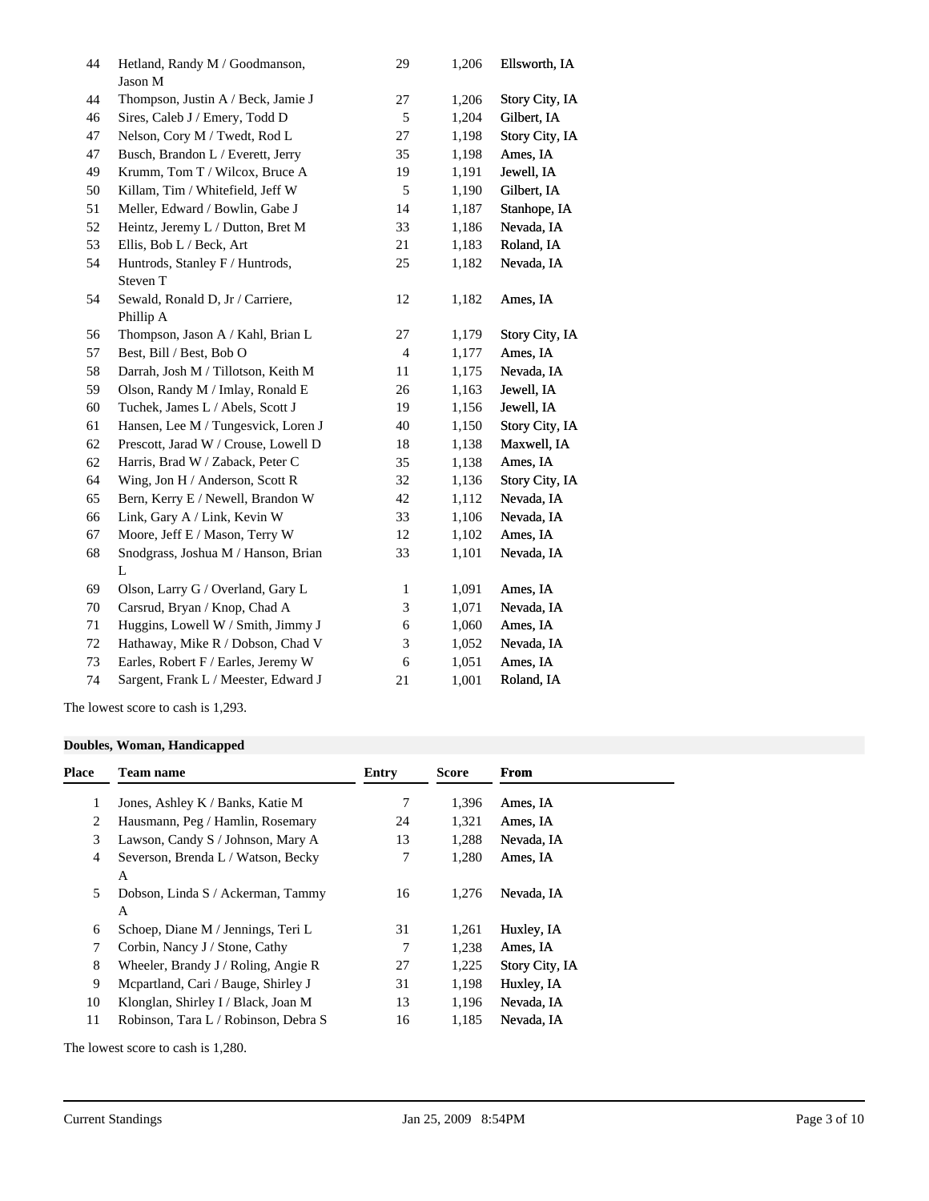| Place | Team name | Entry | Score | From |
|---|---|---|---|---|
| 44 | Hetland, Randy M / Goodmanson, Jason M | 29 | 1,206 | Ellsworth, IA |
| 44 | Thompson, Justin A / Beck, Jamie J | 27 | 1,206 | Story City, IA |
| 46 | Sires, Caleb J / Emery, Todd D | 5 | 1,204 | Gilbert, IA |
| 47 | Nelson, Cory M / Twedt, Rod L | 27 | 1,198 | Story City, IA |
| 47 | Busch, Brandon L / Everett, Jerry | 35 | 1,198 | Ames, IA |
| 49 | Krumm, Tom T / Wilcox, Bruce A | 19 | 1,191 | Jewell, IA |
| 50 | Killam, Tim / Whitefield, Jeff W | 5 | 1,190 | Gilbert, IA |
| 51 | Meller, Edward / Bowlin, Gabe J | 14 | 1,187 | Stanhope, IA |
| 52 | Heintz, Jeremy L / Dutton, Bret M | 33 | 1,186 | Nevada, IA |
| 53 | Ellis, Bob L / Beck, Art | 21 | 1,183 | Roland, IA |
| 54 | Huntrods, Stanley F / Huntrods, Steven T | 25 | 1,182 | Nevada, IA |
| 54 | Sewald, Ronald D, Jr / Carriere, Phillip A | 12 | 1,182 | Ames, IA |
| 56 | Thompson, Jason A / Kahl, Brian L | 27 | 1,179 | Story City, IA |
| 57 | Best, Bill / Best, Bob O | 4 | 1,177 | Ames, IA |
| 58 | Darrah, Josh M / Tillotson, Keith M | 11 | 1,175 | Nevada, IA |
| 59 | Olson, Randy M / Imlay, Ronald E | 26 | 1,163 | Jewell, IA |
| 60 | Tuchek, James L / Abels, Scott J | 19 | 1,156 | Jewell, IA |
| 61 | Hansen, Lee M / Tungesvick, Loren J | 40 | 1,150 | Story City, IA |
| 62 | Prescott, Jarad W / Crouse, Lowell D | 18 | 1,138 | Maxwell, IA |
| 62 | Harris, Brad W / Zaback, Peter C | 35 | 1,138 | Ames, IA |
| 64 | Wing, Jon H / Anderson, Scott R | 32 | 1,136 | Story City, IA |
| 65 | Bern, Kerry E / Newell, Brandon W | 42 | 1,112 | Nevada, IA |
| 66 | Link, Gary A / Link, Kevin W | 33 | 1,106 | Nevada, IA |
| 67 | Moore, Jeff E / Mason, Terry W | 12 | 1,102 | Ames, IA |
| 68 | Snodgrass, Joshua M / Hanson, Brian L | 33 | 1,101 | Nevada, IA |
| 69 | Olson, Larry G / Overland, Gary L | 1 | 1,091 | Ames, IA |
| 70 | Carsrud, Bryan / Knop, Chad A | 3 | 1,071 | Nevada, IA |
| 71 | Huggins, Lowell W / Smith, Jimmy J | 6 | 1,060 | Ames, IA |
| 72 | Hathaway, Mike R / Dobson, Chad V | 3 | 1,052 | Nevada, IA |
| 73 | Earles, Robert F / Earles, Jeremy W | 6 | 1,051 | Ames, IA |
| 74 | Sargent, Frank L / Meester, Edward J | 21 | 1,001 | Roland, IA |

The lowest score to cash is 1,293.

### Doubles, Woman, Handicapped

| Place | Team name | Entry | Score | From |
|---|---|---|---|---|
| 1 | Jones, Ashley K / Banks, Katie M | 7 | 1,396 | Ames, IA |
| 2 | Hausmann, Peg / Hamlin, Rosemary | 24 | 1,321 | Ames, IA |
| 3 | Lawson, Candy S / Johnson, Mary A | 13 | 1,288 | Nevada, IA |
| 4 | Severson, Brenda L / Watson, Becky A | 7 | 1,280 | Ames, IA |
| 5 | Dobson, Linda S / Ackerman, Tammy A | 16 | 1,276 | Nevada, IA |
| 6 | Schoep, Diane M / Jennings, Teri L | 31 | 1,261 | Huxley, IA |
| 7 | Corbin, Nancy J / Stone, Cathy | 7 | 1,238 | Ames, IA |
| 8 | Wheeler, Brandy J / Roling, Angie R | 27 | 1,225 | Story City, IA |
| 9 | Mcpartland, Cari / Bauge, Shirley J | 31 | 1,198 | Huxley, IA |
| 10 | Klonglan, Shirley I / Black, Joan M | 13 | 1,196 | Nevada, IA |
| 11 | Robinson, Tara L / Robinson, Debra S | 16 | 1,185 | Nevada, IA |

The lowest score to cash is 1,280.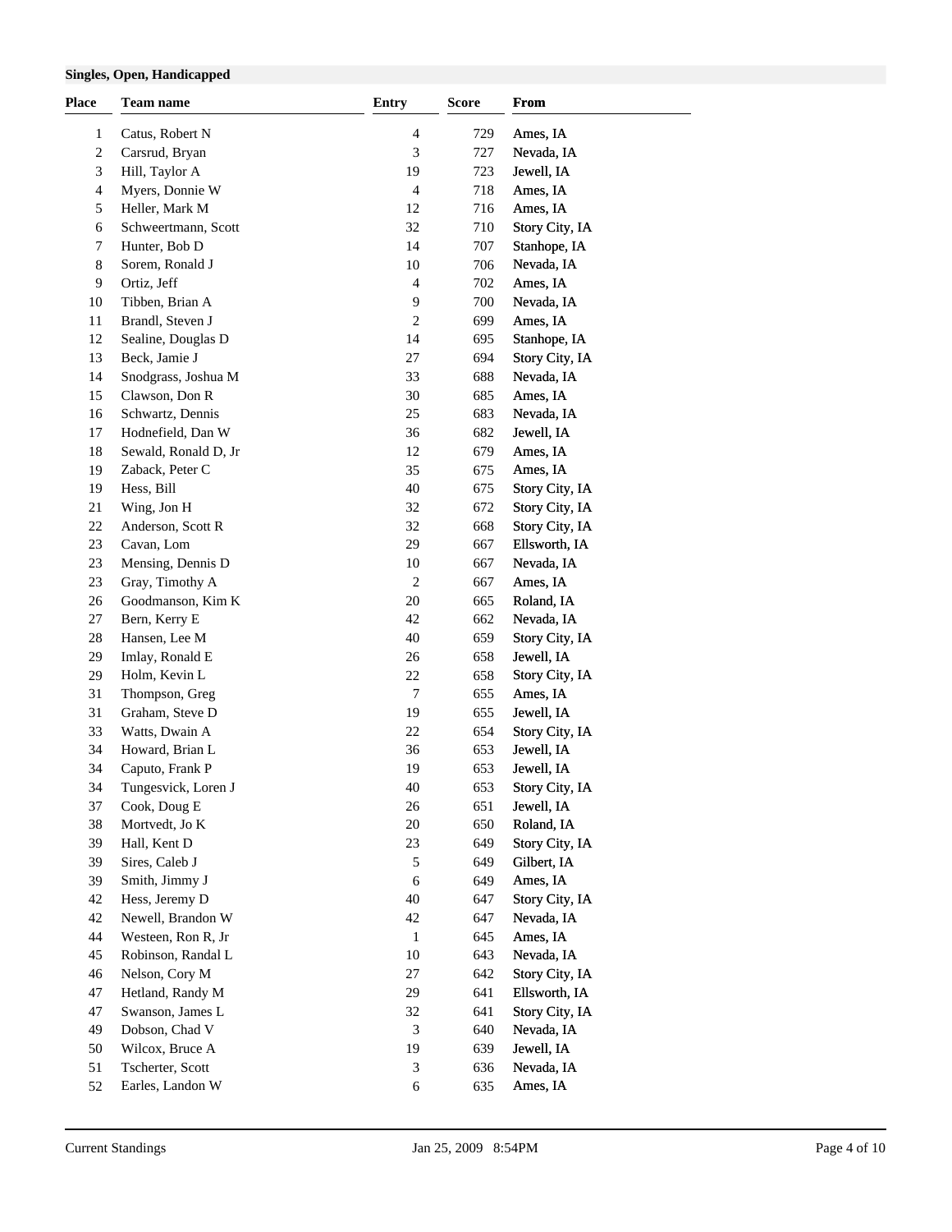**Singles, Open, Handicapped**

| Place | Team name | Entry | Score | From |
|---|---|---|---|---|
| 1 | Catus, Robert N | 4 | 729 | Ames, IA |
| 2 | Carsrud, Bryan | 3 | 727 | Nevada, IA |
| 3 | Hill, Taylor A | 19 | 723 | Jewell, IA |
| 4 | Myers, Donnie W | 4 | 718 | Ames, IA |
| 5 | Heller, Mark M | 12 | 716 | Ames, IA |
| 6 | Schweertmann, Scott | 32 | 710 | Story City, IA |
| 7 | Hunter, Bob D | 14 | 707 | Stanhope, IA |
| 8 | Sorem, Ronald J | 10 | 706 | Nevada, IA |
| 9 | Ortiz, Jeff | 4 | 702 | Ames, IA |
| 10 | Tibben, Brian A | 9 | 700 | Nevada, IA |
| 11 | Brandl, Steven J | 2 | 699 | Ames, IA |
| 12 | Sealine, Douglas D | 14 | 695 | Stanhope, IA |
| 13 | Beck, Jamie J | 27 | 694 | Story City, IA |
| 14 | Snodgrass, Joshua M | 33 | 688 | Nevada, IA |
| 15 | Clawson, Don R | 30 | 685 | Ames, IA |
| 16 | Schwartz, Dennis | 25 | 683 | Nevada, IA |
| 17 | Hodnefield, Dan W | 36 | 682 | Jewell, IA |
| 18 | Sewald, Ronald D, Jr | 12 | 679 | Ames, IA |
| 19 | Zaback, Peter C | 35 | 675 | Ames, IA |
| 19 | Hess, Bill | 40 | 675 | Story City, IA |
| 21 | Wing, Jon H | 32 | 672 | Story City, IA |
| 22 | Anderson, Scott R | 32 | 668 | Story City, IA |
| 23 | Cavan, Lom | 29 | 667 | Ellsworth, IA |
| 23 | Mensing, Dennis D | 10 | 667 | Nevada, IA |
| 23 | Gray, Timothy A | 2 | 667 | Ames, IA |
| 26 | Goodmanson, Kim K | 20 | 665 | Roland, IA |
| 27 | Bern, Kerry E | 42 | 662 | Nevada, IA |
| 28 | Hansen, Lee M | 40 | 659 | Story City, IA |
| 29 | Imlay, Ronald E | 26 | 658 | Jewell, IA |
| 29 | Holm, Kevin L | 22 | 658 | Story City, IA |
| 31 | Thompson, Greg | 7 | 655 | Ames, IA |
| 31 | Graham, Steve D | 19 | 655 | Jewell, IA |
| 33 | Watts, Dwain A | 22 | 654 | Story City, IA |
| 34 | Howard, Brian L | 36 | 653 | Jewell, IA |
| 34 | Caputo, Frank P | 19 | 653 | Jewell, IA |
| 34 | Tungesvick, Loren J | 40 | 653 | Story City, IA |
| 37 | Cook, Doug E | 26 | 651 | Jewell, IA |
| 38 | Mortvedt, Jo K | 20 | 650 | Roland, IA |
| 39 | Hall, Kent D | 23 | 649 | Story City, IA |
| 39 | Sires, Caleb J | 5 | 649 | Gilbert, IA |
| 39 | Smith, Jimmy J | 6 | 649 | Ames, IA |
| 42 | Hess, Jeremy D | 40 | 647 | Story City, IA |
| 42 | Newell, Brandon W | 42 | 647 | Nevada, IA |
| 44 | Westeen, Ron R, Jr | 1 | 645 | Ames, IA |
| 45 | Robinson, Randal L | 10 | 643 | Nevada, IA |
| 46 | Nelson, Cory M | 27 | 642 | Story City, IA |
| 47 | Hetland, Randy M | 29 | 641 | Ellsworth, IA |
| 47 | Swanson, James L | 32 | 641 | Story City, IA |
| 49 | Dobson, Chad V | 3 | 640 | Nevada, IA |
| 50 | Wilcox, Bruce A | 19 | 639 | Jewell, IA |
| 51 | Tscherter, Scott | 3 | 636 | Nevada, IA |
| 52 | Earles, Landon W | 6 | 635 | Ames, IA |

Current Standings Jan 25, 2009 8:54PM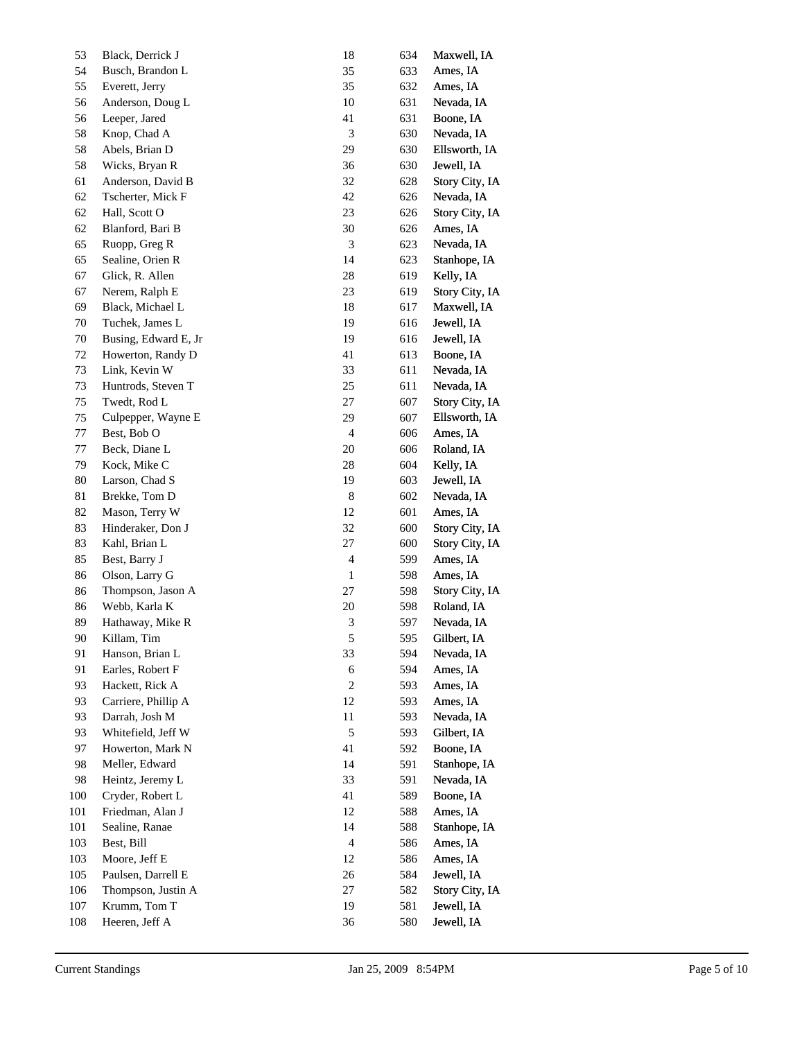| | | | | |
|---|---|---|---|---|
| 53 | Black, Derrick J | 18 | 634 | Maxwell, IA |
| 54 | Busch, Brandon L | 35 | 633 | Ames, IA |
| 55 | Everett, Jerry | 35 | 632 | Ames, IA |
| 56 | Anderson, Doug L | 10 | 631 | Nevada, IA |
| 56 | Leeper, Jared | 41 | 631 | Boone, IA |
| 58 | Knop, Chad A | 3 | 630 | Nevada, IA |
| 58 | Abels, Brian D | 29 | 630 | Ellsworth, IA |
| 58 | Wicks, Bryan R | 36 | 630 | Jewell, IA |
| 61 | Anderson, David B | 32 | 628 | Story City, IA |
| 62 | Tscherter, Mick F | 42 | 626 | Nevada, IA |
| 62 | Hall, Scott O | 23 | 626 | Story City, IA |
| 62 | Blanford, Bari B | 30 | 626 | Ames, IA |
| 65 | Ruopp, Greg R | 3 | 623 | Nevada, IA |
| 65 | Sealine, Orien R | 14 | 623 | Stanhope, IA |
| 67 | Glick, R. Allen | 28 | 619 | Kelly, IA |
| 67 | Nerem, Ralph E | 23 | 619 | Story City, IA |
| 69 | Black, Michael L | 18 | 617 | Maxwell, IA |
| 70 | Tuchek, James L | 19 | 616 | Jewell, IA |
| 70 | Busing, Edward E, Jr | 19 | 616 | Jewell, IA |
| 72 | Howerton, Randy D | 41 | 613 | Boone, IA |
| 73 | Link, Kevin W | 33 | 611 | Nevada, IA |
| 73 | Huntrods, Steven T | 25 | 611 | Nevada, IA |
| 75 | Twedt, Rod L | 27 | 607 | Story City, IA |
| 75 | Culpepper, Wayne E | 29 | 607 | Ellsworth, IA |
| 77 | Best, Bob O | 4 | 606 | Ames, IA |
| 77 | Beck, Diane L | 20 | 606 | Roland, IA |
| 79 | Kock, Mike C | 28 | 604 | Kelly, IA |
| 80 | Larson, Chad S | 19 | 603 | Jewell, IA |
| 81 | Brekke, Tom D | 8 | 602 | Nevada, IA |
| 82 | Mason, Terry W | 12 | 601 | Ames, IA |
| 83 | Hinderaker, Don J | 32 | 600 | Story City, IA |
| 83 | Kahl, Brian L | 27 | 600 | Story City, IA |
| 85 | Best, Barry J | 4 | 599 | Ames, IA |
| 86 | Olson, Larry G | 1 | 598 | Ames, IA |
| 86 | Thompson, Jason A | 27 | 598 | Story City, IA |
| 86 | Webb, Karla K | 20 | 598 | Roland, IA |
| 89 | Hathaway, Mike R | 3 | 597 | Nevada, IA |
| 90 | Killam, Tim | 5 | 595 | Gilbert, IA |
| 91 | Hanson, Brian L | 33 | 594 | Nevada, IA |
| 91 | Earles, Robert F | 6 | 594 | Ames, IA |
| 93 | Hackett, Rick A | 2 | 593 | Ames, IA |
| 93 | Carriere, Phillip A | 12 | 593 | Ames, IA |
| 93 | Darrah, Josh M | 11 | 593 | Nevada, IA |
| 93 | Whitefield, Jeff W | 5 | 593 | Gilbert, IA |
| 97 | Howerton, Mark N | 41 | 592 | Boone, IA |
| 98 | Meller, Edward | 14 | 591 | Stanhope, IA |
| 98 | Heintz, Jeremy L | 33 | 591 | Nevada, IA |
| 100 | Cryder, Robert L | 41 | 589 | Boone, IA |
| 101 | Friedman, Alan J | 12 | 588 | Ames, IA |
| 101 | Sealine, Ranae | 14 | 588 | Stanhope, IA |
| 103 | Best, Bill | 4 | 586 | Ames, IA |
| 103 | Moore, Jeff E | 12 | 586 | Ames, IA |
| 105 | Paulsen, Darrell E | 26 | 584 | Jewell, IA |
| 106 | Thompson, Justin A | 27 | 582 | Story City, IA |
| 107 | Krumm, Tom T | 19 | 581 | Jewell, IA |
| 108 | Heeren, Jeff A | 36 | 580 | Jewell, IA |

Current Standings Jan 25, 2009 8:54PM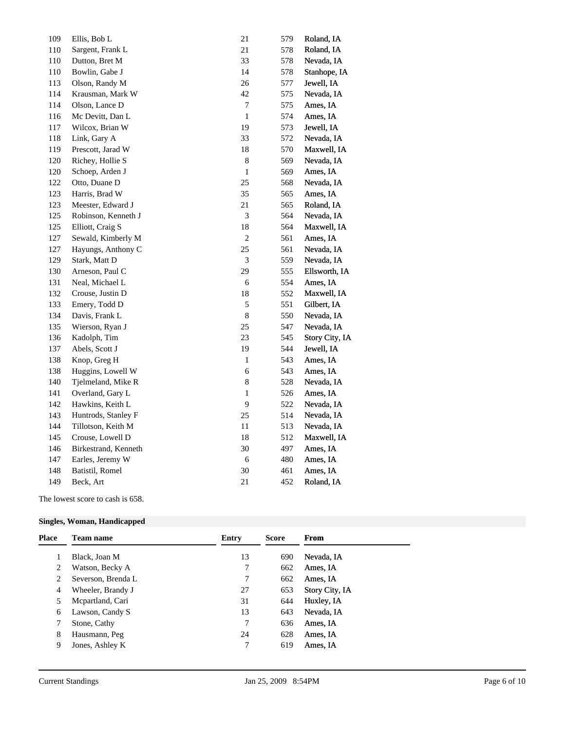| Place | Team name | Entry | Score | From |
|---|---|---|---|---|
| 109 | Ellis, Bob L | 21 | 579 | Roland, IA |
| 110 | Sargent, Frank L | 21 | 578 | Roland, IA |
| 110 | Dutton, Bret M | 33 | 578 | Nevada, IA |
| 110 | Bowlin, Gabe J | 14 | 578 | Stanhope, IA |
| 113 | Olson, Randy M | 26 | 577 | Jewell, IA |
| 114 | Krausman, Mark W | 42 | 575 | Nevada, IA |
| 114 | Olson, Lance D | 7 | 575 | Ames, IA |
| 116 | Mc Devitt, Dan L | 1 | 574 | Ames, IA |
| 117 | Wilcox, Brian W | 19 | 573 | Jewell, IA |
| 118 | Link, Gary A | 33 | 572 | Nevada, IA |
| 119 | Prescott, Jarad W | 18 | 570 | Maxwell, IA |
| 120 | Richey, Hollie S | 8 | 569 | Nevada, IA |
| 120 | Schoep, Arden J | 1 | 569 | Ames, IA |
| 122 | Otto, Duane D | 25 | 568 | Nevada, IA |
| 123 | Harris, Brad W | 35 | 565 | Ames, IA |
| 123 | Meester, Edward J | 21 | 565 | Roland, IA |
| 125 | Robinson, Kenneth J | 3 | 564 | Nevada, IA |
| 125 | Elliott, Craig S | 18 | 564 | Maxwell, IA |
| 127 | Sewald, Kimberly M | 2 | 561 | Ames, IA |
| 127 | Hayungs, Anthony C | 25 | 561 | Nevada, IA |
| 129 | Stark, Matt D | 3 | 559 | Nevada, IA |
| 130 | Arneson, Paul C | 29 | 555 | Ellsworth, IA |
| 131 | Neal, Michael L | 6 | 554 | Ames, IA |
| 132 | Crouse, Justin D | 18 | 552 | Maxwell, IA |
| 133 | Emery, Todd D | 5 | 551 | Gilbert, IA |
| 134 | Davis, Frank L | 8 | 550 | Nevada, IA |
| 135 | Wierson, Ryan J | 25 | 547 | Nevada, IA |
| 136 | Kadolph, Tim | 23 | 545 | Story City, IA |
| 137 | Abels, Scott J | 19 | 544 | Jewell, IA |
| 138 | Knop, Greg H | 1 | 543 | Ames, IA |
| 138 | Huggins, Lowell W | 6 | 543 | Ames, IA |
| 140 | Tjelmeland, Mike R | 8 | 528 | Nevada, IA |
| 141 | Overland, Gary L | 1 | 526 | Ames, IA |
| 142 | Hawkins, Keith L | 9 | 522 | Nevada, IA |
| 143 | Huntrods, Stanley F | 25 | 514 | Nevada, IA |
| 144 | Tillotson, Keith M | 11 | 513 | Nevada, IA |
| 145 | Crouse, Lowell D | 18 | 512 | Maxwell, IA |
| 146 | Birkestrand, Kenneth | 30 | 497 | Ames, IA |
| 147 | Earles, Jeremy W | 6 | 480 | Ames, IA |
| 148 | Batistil, Romel | 30 | 461 | Ames, IA |
| 149 | Beck, Art | 21 | 452 | Roland, IA |

The lowest score to cash is 658.

**Singles, Woman, Handicapped**

| Place | Team name | Entry | Score | From |
|---|---|---|---|---|
| 1 | Black, Joan M | 13 | 690 | Nevada, IA |
| 2 | Watson, Becky A | 7 | 662 | Ames, IA |
| 2 | Severson, Brenda L | 7 | 662 | Ames, IA |
| 4 | Wheeler, Brandy J | 27 | 653 | Story City, IA |
| 5 | Mcpartland, Cari | 31 | 644 | Huxley, IA |
| 6 | Lawson, Candy S | 13 | 643 | Nevada, IA |
| 7 | Stone, Cathy | 7 | 636 | Ames, IA |
| 8 | Hausmann, Peg | 24 | 628 | Ames, IA |
| 9 | Jones, Ashley K | 7 | 619 | Ames, IA |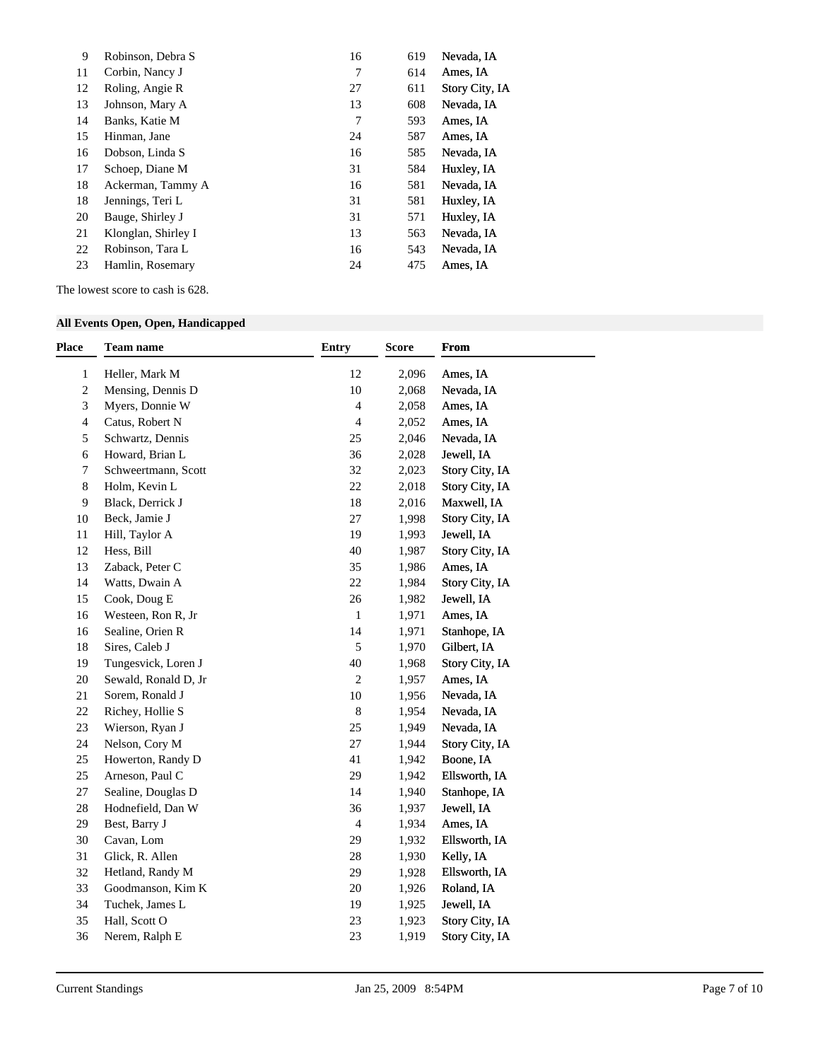| Place | Team name | Entry | Score | From |
|---|---|---|---|---|
| 9 | Robinson, Debra S | 16 | 619 | Nevada, IA |
| 11 | Corbin, Nancy J | 7 | 614 | Ames, IA |
| 12 | Roling, Angie R | 27 | 611 | Story City, IA |
| 13 | Johnson, Mary A | 13 | 608 | Nevada, IA |
| 14 | Banks, Katie M | 7 | 593 | Ames, IA |
| 15 | Hinman, Jane | 24 | 587 | Ames, IA |
| 16 | Dobson, Linda S | 16 | 585 | Nevada, IA |
| 17 | Schoep, Diane M | 31 | 584 | Huxley, IA |
| 18 | Ackerman, Tammy A | 16 | 581 | Nevada, IA |
| 18 | Jennings, Teri L | 31 | 581 | Huxley, IA |
| 20 | Bauge, Shirley J | 31 | 571 | Huxley, IA |
| 21 | Klonglan, Shirley I | 13 | 563 | Nevada, IA |
| 22 | Robinson, Tara L | 16 | 543 | Nevada, IA |
| 23 | Hamlin, Rosemary | 24 | 475 | Ames, IA |

The lowest score to cash is 628.

### All Events Open, Open, Handicapped

| Place | Team name | Entry | Score | From |
|---|---|---|---|---|
| 1 | Heller, Mark M | 12 | 2,096 | Ames, IA |
| 2 | Mensing, Dennis D | 10 | 2,068 | Nevada, IA |
| 3 | Myers, Donnie W | 4 | 2,058 | Ames, IA |
| 4 | Catus, Robert N | 4 | 2,052 | Ames, IA |
| 5 | Schwartz, Dennis | 25 | 2,046 | Nevada, IA |
| 6 | Howard, Brian L | 36 | 2,028 | Jewell, IA |
| 7 | Schweertmann, Scott | 32 | 2,023 | Story City, IA |
| 8 | Holm, Kevin L | 22 | 2,018 | Story City, IA |
| 9 | Black, Derrick J | 18 | 2,016 | Maxwell, IA |
| 10 | Beck, Jamie J | 27 | 1,998 | Story City, IA |
| 11 | Hill, Taylor A | 19 | 1,993 | Jewell, IA |
| 12 | Hess, Bill | 40 | 1,987 | Story City, IA |
| 13 | Zaback, Peter C | 35 | 1,986 | Ames, IA |
| 14 | Watts, Dwain A | 22 | 1,984 | Story City, IA |
| 15 | Cook, Doug E | 26 | 1,982 | Jewell, IA |
| 16 | Westeen, Ron R, Jr | 1 | 1,971 | Ames, IA |
| 16 | Sealine, Orien R | 14 | 1,971 | Stanhope, IA |
| 18 | Sires, Caleb J | 5 | 1,970 | Gilbert, IA |
| 19 | Tungesvick, Loren J | 40 | 1,968 | Story City, IA |
| 20 | Sewald, Ronald D, Jr | 2 | 1,957 | Ames, IA |
| 21 | Sorem, Ronald J | 10 | 1,956 | Nevada, IA |
| 22 | Richey, Hollie S | 8 | 1,954 | Nevada, IA |
| 23 | Wierson, Ryan J | 25 | 1,949 | Nevada, IA |
| 24 | Nelson, Cory M | 27 | 1,944 | Story City, IA |
| 25 | Howerton, Randy D | 41 | 1,942 | Boone, IA |
| 25 | Arneson, Paul C | 29 | 1,942 | Ellsworth, IA |
| 27 | Sealine, Douglas D | 14 | 1,940 | Stanhope, IA |
| 28 | Hodnefield, Dan W | 36 | 1,937 | Jewell, IA |
| 29 | Best, Barry J | 4 | 1,934 | Ames, IA |
| 30 | Cavan, Lom | 29 | 1,932 | Ellsworth, IA |
| 31 | Glick, R. Allen | 28 | 1,930 | Kelly, IA |
| 32 | Hetland, Randy M | 29 | 1,928 | Ellsworth, IA |
| 33 | Goodmanson, Kim K | 20 | 1,926 | Roland, IA |
| 34 | Tuchek, James L | 19 | 1,925 | Jewell, IA |
| 35 | Hall, Scott O | 23 | 1,923 | Story City, IA |
| 36 | Nerem, Ralph E | 23 | 1,919 | Story City, IA |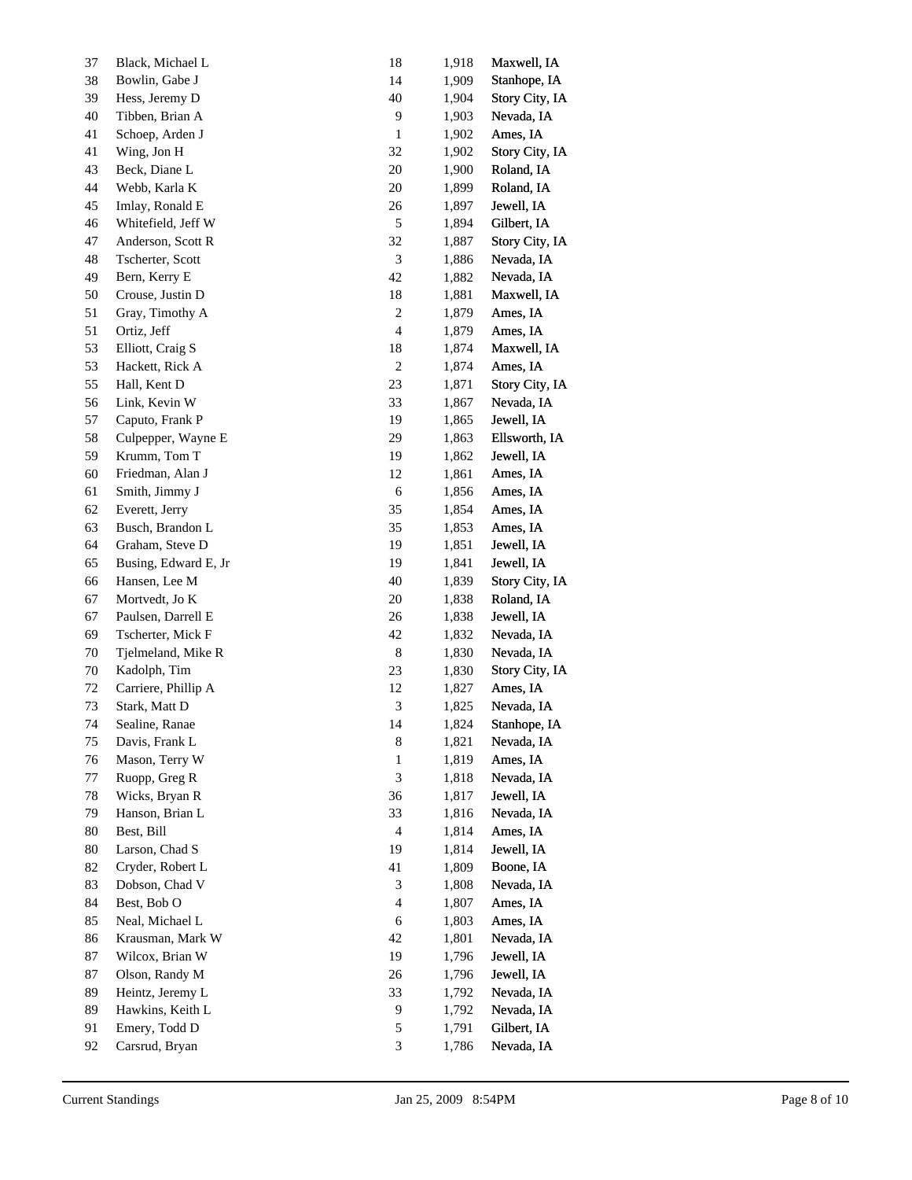| | | | | |
|---|---|---|---|---|
| 37 | Black, Michael L | 18 | 1,918 | Maxwell, IA |
| 38 | Bowlin, Gabe J | 14 | 1,909 | Stanhope, IA |
| 39 | Hess, Jeremy D | 40 | 1,904 | Story City, IA |
| 40 | Tibben, Brian A | 9 | 1,903 | Nevada, IA |
| 41 | Schoep, Arden J | 1 | 1,902 | Ames, IA |
| 41 | Wing, Jon H | 32 | 1,902 | Story City, IA |
| 43 | Beck, Diane L | 20 | 1,900 | Roland, IA |
| 44 | Webb, Karla K | 20 | 1,899 | Roland, IA |
| 45 | Imlay, Ronald E | 26 | 1,897 | Jewell, IA |
| 46 | Whitefield, Jeff W | 5 | 1,894 | Gilbert, IA |
| 47 | Anderson, Scott R | 32 | 1,887 | Story City, IA |
| 48 | Tscherter, Scott | 3 | 1,886 | Nevada, IA |
| 49 | Bern, Kerry E | 42 | 1,882 | Nevada, IA |
| 50 | Crouse, Justin D | 18 | 1,881 | Maxwell, IA |
| 51 | Gray, Timothy A | 2 | 1,879 | Ames, IA |
| 51 | Ortiz, Jeff | 4 | 1,879 | Ames, IA |
| 53 | Elliott, Craig S | 18 | 1,874 | Maxwell, IA |
| 53 | Hackett, Rick A | 2 | 1,874 | Ames, IA |
| 55 | Hall, Kent D | 23 | 1,871 | Story City, IA |
| 56 | Link, Kevin W | 33 | 1,867 | Nevada, IA |
| 57 | Caputo, Frank P | 19 | 1,865 | Jewell, IA |
| 58 | Culpepper, Wayne E | 29 | 1,863 | Ellsworth, IA |
| 59 | Krumm, Tom T | 19 | 1,862 | Jewell, IA |
| 60 | Friedman, Alan J | 12 | 1,861 | Ames, IA |
| 61 | Smith, Jimmy J | 6 | 1,856 | Ames, IA |
| 62 | Everett, Jerry | 35 | 1,854 | Ames, IA |
| 63 | Busch, Brandon L | 35 | 1,853 | Ames, IA |
| 64 | Graham, Steve D | 19 | 1,851 | Jewell, IA |
| 65 | Busing, Edward E, Jr | 19 | 1,841 | Jewell, IA |
| 66 | Hansen, Lee M | 40 | 1,839 | Story City, IA |
| 67 | Mortvedt, Jo K | 20 | 1,838 | Roland, IA |
| 67 | Paulsen, Darrell E | 26 | 1,838 | Jewell, IA |
| 69 | Tscherter, Mick F | 42 | 1,832 | Nevada, IA |
| 70 | Tjelmeland, Mike R | 8 | 1,830 | Nevada, IA |
| 70 | Kadolph, Tim | 23 | 1,830 | Story City, IA |
| 72 | Carriere, Phillip A | 12 | 1,827 | Ames, IA |
| 73 | Stark, Matt D | 3 | 1,825 | Nevada, IA |
| 74 | Sealine, Ranae | 14 | 1,824 | Stanhope, IA |
| 75 | Davis, Frank L | 8 | 1,821 | Nevada, IA |
| 76 | Mason, Terry W | 1 | 1,819 | Ames, IA |
| 77 | Ruopp, Greg R | 3 | 1,818 | Nevada, IA |
| 78 | Wicks, Bryan R | 36 | 1,817 | Jewell, IA |
| 79 | Hanson, Brian L | 33 | 1,816 | Nevada, IA |
| 80 | Best, Bill | 4 | 1,814 | Ames, IA |
| 80 | Larson, Chad S | 19 | 1,814 | Jewell, IA |
| 82 | Cryder, Robert L | 41 | 1,809 | Boone, IA |
| 83 | Dobson, Chad V | 3 | 1,808 | Nevada, IA |
| 84 | Best, Bob O | 4 | 1,807 | Ames, IA |
| 85 | Neal, Michael L | 6 | 1,803 | Ames, IA |
| 86 | Krausman, Mark W | 42 | 1,801 | Nevada, IA |
| 87 | Wilcox, Brian W | 19 | 1,796 | Jewell, IA |
| 87 | Olson, Randy M | 26 | 1,796 | Jewell, IA |
| 89 | Heintz, Jeremy L | 33 | 1,792 | Nevada, IA |
| 89 | Hawkins, Keith L | 9 | 1,792 | Nevada, IA |
| 91 | Emery, Todd D | 5 | 1,791 | Gilbert, IA |
| 92 | Carsrud, Bryan | 3 | 1,786 | Nevada, IA |

Current Standings Jan 25, 2009 8:54PM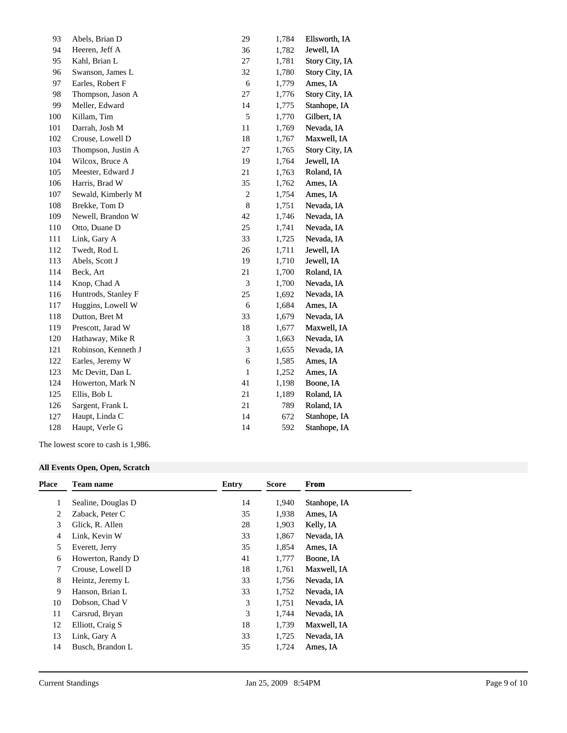| Place | Team name | Entry | Score | From |
| --- | --- | --- | --- | --- |
| 93 | Abels, Brian D | 29 | 1,784 | Ellsworth, IA |
| 94 | Heeren, Jeff A | 36 | 1,782 | Jewell, IA |
| 95 | Kahl, Brian L | 27 | 1,781 | Story City, IA |
| 96 | Swanson, James L | 32 | 1,780 | Story City, IA |
| 97 | Earles, Robert F | 6 | 1,779 | Ames, IA |
| 98 | Thompson, Jason A | 27 | 1,776 | Story City, IA |
| 99 | Meller, Edward | 14 | 1,775 | Stanhope, IA |
| 100 | Killam, Tim | 5 | 1,770 | Gilbert, IA |
| 101 | Darrah, Josh M | 11 | 1,769 | Nevada, IA |
| 102 | Crouse, Lowell D | 18 | 1,767 | Maxwell, IA |
| 103 | Thompson, Justin A | 27 | 1,765 | Story City, IA |
| 104 | Wilcox, Bruce A | 19 | 1,764 | Jewell, IA |
| 105 | Meester, Edward J | 21 | 1,763 | Roland, IA |
| 106 | Harris, Brad W | 35 | 1,762 | Ames, IA |
| 107 | Sewald, Kimberly M | 2 | 1,754 | Ames, IA |
| 108 | Brekke, Tom D | 8 | 1,751 | Nevada, IA |
| 109 | Newell, Brandon W | 42 | 1,746 | Nevada, IA |
| 110 | Otto, Duane D | 25 | 1,741 | Nevada, IA |
| 111 | Link, Gary A | 33 | 1,725 | Nevada, IA |
| 112 | Twedt, Rod L | 26 | 1,711 | Jewell, IA |
| 113 | Abels, Scott J | 19 | 1,710 | Jewell, IA |
| 114 | Beck, Art | 21 | 1,700 | Roland, IA |
| 114 | Knop, Chad A | 3 | 1,700 | Nevada, IA |
| 116 | Huntrods, Stanley F | 25 | 1,692 | Nevada, IA |
| 117 | Huggins, Lowell W | 6 | 1,684 | Ames, IA |
| 118 | Dutton, Bret M | 33 | 1,679 | Nevada, IA |
| 119 | Prescott, Jarad W | 18 | 1,677 | Maxwell, IA |
| 120 | Hathaway, Mike R | 3 | 1,663 | Nevada, IA |
| 121 | Robinson, Kenneth J | 3 | 1,655 | Nevada, IA |
| 122 | Earles, Jeremy W | 6 | 1,585 | Ames, IA |
| 123 | Mc Devitt, Dan L | 1 | 1,252 | Ames, IA |
| 124 | Howerton, Mark N | 41 | 1,198 | Boone, IA |
| 125 | Ellis, Bob L | 21 | 1,189 | Roland, IA |
| 126 | Sargent, Frank L | 21 | 789 | Roland, IA |
| 127 | Haupt, Linda C | 14 | 672 | Stanhope, IA |
| 128 | Haupt, Verle G | 14 | 592 | Stanhope, IA |

The lowest score to cash is 1,986.

### All Events Open, Open, Scratch

| Place | Team name | Entry | Score | From |
| --- | --- | --- | --- | --- |
| 1 | Sealine, Douglas D | 14 | 1,940 | Stanhope, IA |
| 2 | Zaback, Peter C | 35 | 1,938 | Ames, IA |
| 3 | Glick, R. Allen | 28 | 1,903 | Kelly, IA |
| 4 | Link, Kevin W | 33 | 1,867 | Nevada, IA |
| 5 | Everett, Jerry | 35 | 1,854 | Ames, IA |
| 6 | Howerton, Randy D | 41 | 1,777 | Boone, IA |
| 7 | Crouse, Lowell D | 18 | 1,761 | Maxwell, IA |
| 8 | Heintz, Jeremy L | 33 | 1,756 | Nevada, IA |
| 9 | Hanson, Brian L | 33 | 1,752 | Nevada, IA |
| 10 | Dobson, Chad V | 3 | 1,751 | Nevada, IA |
| 11 | Carsrud, Bryan | 3 | 1,744 | Nevada, IA |
| 12 | Elliott, Craig S | 18 | 1,739 | Maxwell, IA |
| 13 | Link, Gary A | 33 | 1,725 | Nevada, IA |
| 14 | Busch, Brandon L | 35 | 1,724 | Ames, IA |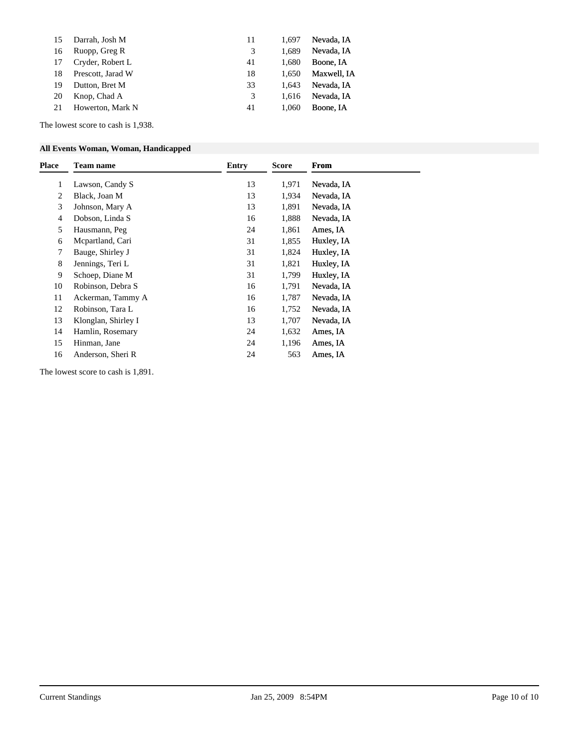| | | | | |
|---|---|---|---|---|
| 15 | Darrah, Josh M | 11 | 1,697 | Nevada, IA |
| 16 | Ruopp, Greg R | 3 | 1,689 | Nevada, IA |
| 17 | Cryder, Robert L | 41 | 1,680 | Boone, IA |
| 18 | Prescott, Jarad W | 18 | 1,650 | Maxwell, IA |
| 19 | Dutton, Bret M | 33 | 1,643 | Nevada, IA |
| 20 | Knop, Chad A | 3 | 1,616 | Nevada, IA |
| 21 | Howerton, Mark N | 41 | 1,060 | Boone, IA |

The lowest score to cash is 1,938.

**All Events Woman, Woman, Handicapped**

| Place | Team name | Entry | Score | From |
|---|---|---|---|---|
| 1 | Lawson, Candy S | 13 | 1,971 | Nevada, IA |
| 2 | Black, Joan M | 13 | 1,934 | Nevada, IA |
| 3 | Johnson, Mary A | 13 | 1,891 | Nevada, IA |
| 4 | Dobson, Linda S | 16 | 1,888 | Nevada, IA |
| 5 | Hausmann, Peg | 24 | 1,861 | Ames, IA |
| 6 | Mcpartland, Cari | 31 | 1,855 | Huxley, IA |
| 7 | Bauge, Shirley J | 31 | 1,824 | Huxley, IA |
| 8 | Jennings, Teri L | 31 | 1,821 | Huxley, IA |
| 9 | Schoep, Diane M | 31 | 1,799 | Huxley, IA |
| 10 | Robinson, Debra S | 16 | 1,791 | Nevada, IA |
| 11 | Ackerman, Tammy A | 16 | 1,787 | Nevada, IA |
| 12 | Robinson, Tara L | 16 | 1,752 | Nevada, IA |
| 13 | Klonglan, Shirley I | 13 | 1,707 | Nevada, IA |
| 14 | Hamlin, Rosemary | 24 | 1,632 | Ames, IA |
| 15 | Hinman, Jane | 24 | 1,196 | Ames, IA |
| 16 | Anderson, Sheri R | 24 | 563 | Ames, IA |

The lowest score to cash is 1,891.